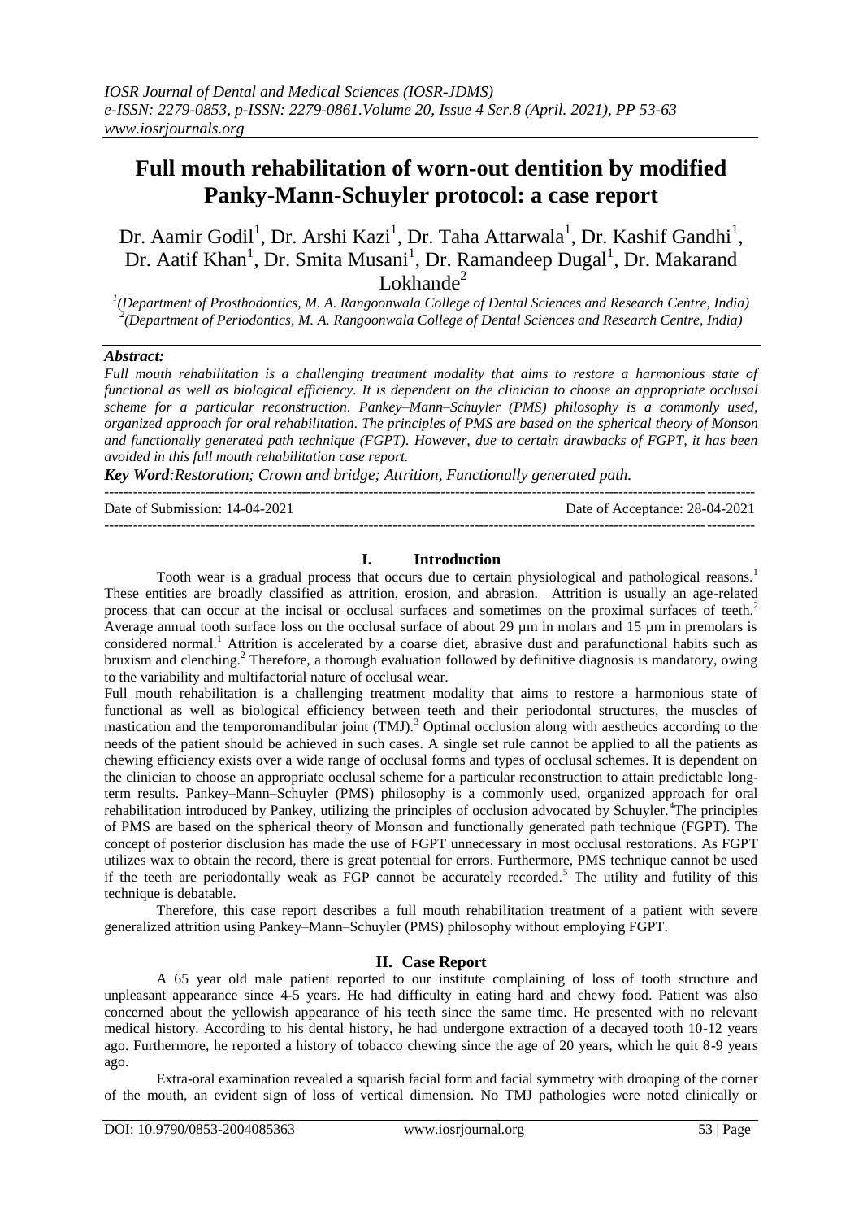# Full mouth rehabilitation of worn-out dentition by modified Panky-Mann-Schuyler protocol: a case report

Dr. Aamir Godil[1], Dr. Arshi Kazi[1], Dr. Taha Attarwala[1], Dr. Kashif Gandhi[1], Dr. Aatif Khan[1], Dr. Smita Musani[1], Dr. Ramandeep Dugal[1], Dr. Makarand Lokhande[2]

[1](Department of Prosthodontics, M. A. Rangoonwala College of Dental Sciences and Research Centre, India)
[2](Department of Periodontics, M. A. Rangoonwala College of Dental Sciences and Research Centre, India)

***Abstract:***

*Full mouth rehabilitation is a challenging treatment modality that aims to restore a harmonious state of functional as well as biological efficiency. It is dependent on the clinician to choose an appropriate occlusal scheme for a particular reconstruction. Pankey–Mann–Schuyler (PMS) philosophy is a commonly used, organized approach for oral rehabilitation. The principles of PMS are based on the spherical theory of Monson and functionally generated path technique (FGPT). However, due to certain drawbacks of FGPT, it has been avoided in this full mouth rehabilitation case report.*

***Key Word****:Restoration; Crown and bridge; Attrition, Functionally generated path.*

---

Date of Submission: 14-04-2021 Date of Acceptance: 28-04-2021

---

## I. Introduction

Tooth wear is a gradual process that occurs due to certain physiological and pathological reasons.[1] These entities are broadly classified as attrition, erosion, and abrasion. Attrition is usually an age-related process that can occur at the incisal or occlusal surfaces and sometimes on the proximal surfaces of teeth.[2] Average annual tooth surface loss on the occlusal surface of about 29 µm in molars and 15 µm in premolars is considered normal.[1] Attrition is accelerated by a coarse diet, abrasive dust and parafunctional habits such as bruxism and clenching.[2] Therefore, a thorough evaluation followed by definitive diagnosis is mandatory, owing to the variability and multifactorial nature of occlusal wear.

Full mouth rehabilitation is a challenging treatment modality that aims to restore a harmonious state of functional as well as biological efficiency between teeth and their periodontal structures, the muscles of mastication and the temporomandibular joint (TMJ).[3] Optimal occlusion along with aesthetics according to the needs of the patient should be achieved in such cases. A single set rule cannot be applied to all the patients as chewing efficiency exists over a wide range of occlusal forms and types of occlusal schemes. It is dependent on the clinician to choose an appropriate occlusal scheme for a particular reconstruction to attain predictable long-term results. Pankey–Mann–Schuyler (PMS) philosophy is a commonly used, organized approach for oral rehabilitation introduced by Pankey, utilizing the principles of occlusion advocated by Schuyler.[4] The principles of PMS are based on the spherical theory of Monson and functionally generated path technique (FGPT). The concept of posterior disclusion has made the use of FGPT unnecessary in most occlusal restorations. As FGPT utilizes wax to obtain the record, there is great potential for errors. Furthermore, PMS technique cannot be used if the teeth are periodontally weak as FGP cannot be accurately recorded.[5] The utility and futility of this technique is debatable.

Therefore, this case report describes a full mouth rehabilitation treatment of a patient with severe generalized attrition using Pankey–Mann–Schuyler (PMS) philosophy without employing FGPT.

## II. Case Report

A 65 year old male patient reported to our institute complaining of loss of tooth structure and unpleasant appearance since 4-5 years. He had difficulty in eating hard and chewy food. Patient was also concerned about the yellowish appearance of his teeth since the same time. He presented with no relevant medical history. According to his dental history, he had undergone extraction of a decayed tooth 10-12 years ago. Furthermore, he reported a history of tobacco chewing since the age of 20 years, which he quit 8-9 years ago.

Extra-oral examination revealed a squarish facial form and facial symmetry with drooping of the corner of the mouth, an evident sign of loss of vertical dimension. No TMJ pathologies were noted clinically or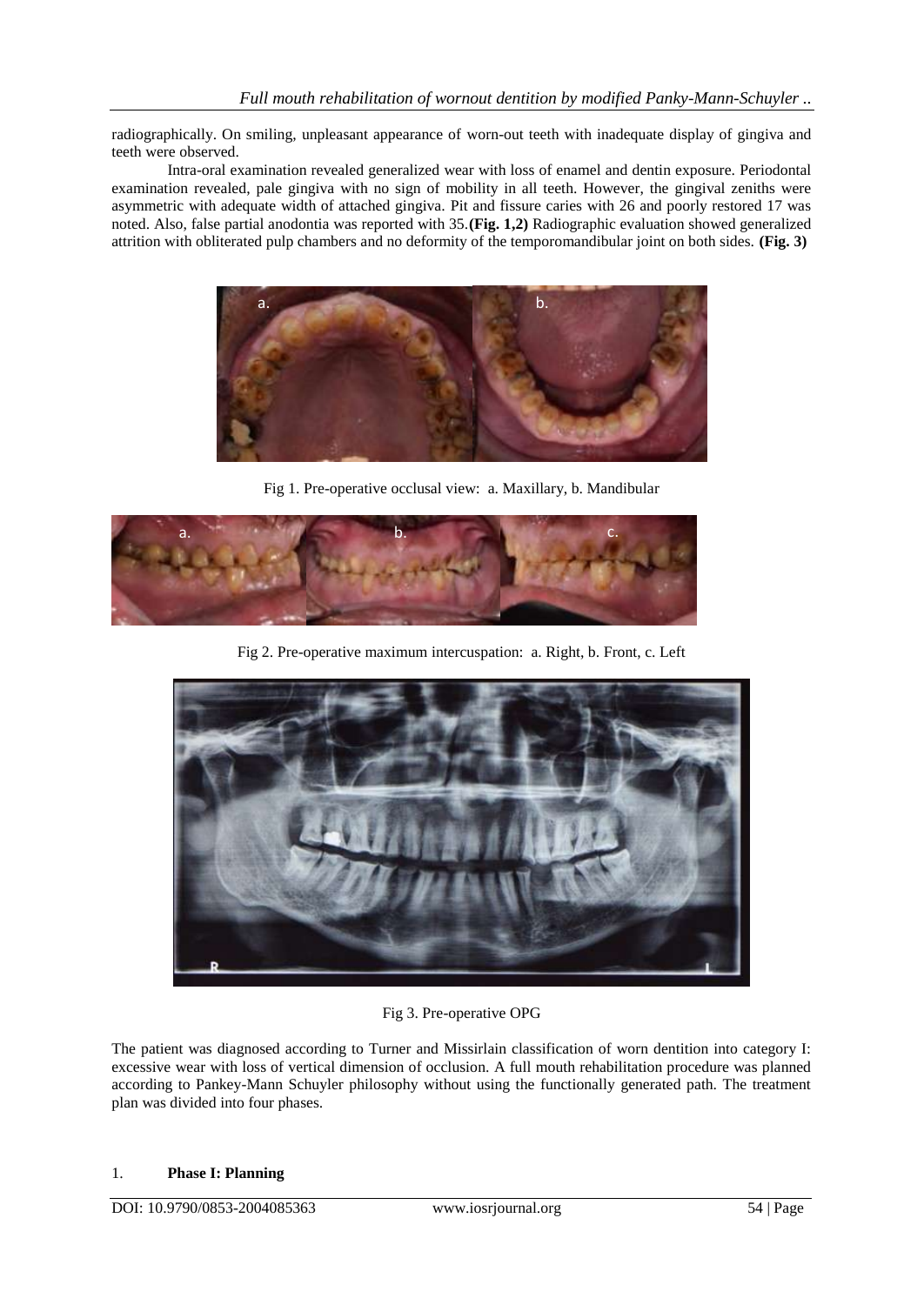radiographically. On smiling, unpleasant appearance of worn-out teeth with inadequate display of gingiva and teeth were observed.

Intra-oral examination revealed generalized wear with loss of enamel and dentin exposure. Periodontal examination revealed, pale gingiva with no sign of mobility in all teeth. However, the gingival zeniths were asymmetric with adequate width of attached gingiva. Pit and fissure caries with 26 and poorly restored 17 was noted. Also, false partial anodontia was reported with 35.**(Fig. 1,2)** Radiographic evaluation showed generalized attrition with obliterated pulp chambers and no deformity of the temporomandibular joint on both sides. **(Fig. 3)**

Fig 1. Pre-operative occlusal view: a. Maxillary, b. Mandibular

Fig 2. Pre-operative maximum intercuspation: a. Right, b. Front, c. Left

Fig 3. Pre-operative OPG

The patient was diagnosed according to Turner and Missirlain classification of worn dentition into category I: excessive wear with loss of vertical dimension of occlusion. A full mouth rehabilitation procedure was planned according to Pankey-Mann Schuyler philosophy without using the functionally generated path. The treatment plan was divided into four phases.

1. **Phase I: Planning**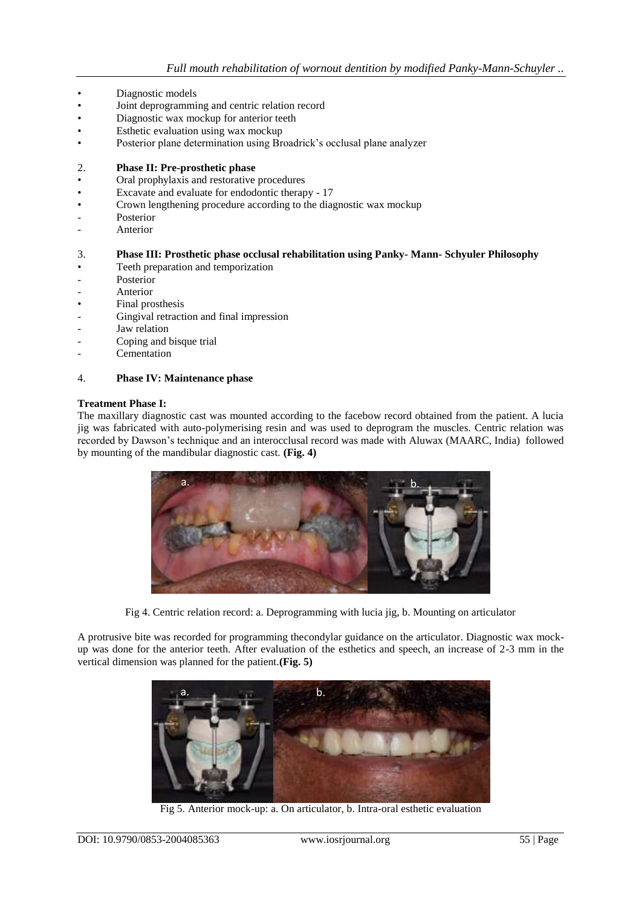- Diagnostic models
- Joint deprogramming and centric relation record
- Diagnostic wax mockup for anterior teeth
- Esthetic evaluation using wax mockup
- Posterior plane determination using Broadrick's occlusal plane analyzer

2. **Phase II: Pre-prosthetic phase**

- Oral prophylaxis and restorative procedures
- Excavate and evaluate for endodontic therapy - 17
- Crown lengthening procedure according to the diagnostic wax mockup
  - Posterior
  - Anterior

3. **Phase III: Prosthetic phase occlusal rehabilitation using Panky- Mann- Schyuler Philosophy**

- Teeth preparation and temporization
  - Posterior
  - Anterior
- Final prosthesis
  - Gingival retraction and final impression
  - Jaw relation
  - Coping and bisque trial
  - Cementation

4. **Phase IV: Maintenance phase**

**Treatment Phase I:**

The maxillary diagnostic cast was mounted according to the facebow record obtained from the patient. A lucia jig was fabricated with auto-polymerising resin and was used to deprogram the muscles. Centric relation was recorded by Dawson's technique and an interocclusal record was made with Aluwax (MAARC, India) followed by mounting of the mandibular diagnostic cast. **(Fig. 4)**

Fig 4. Centric relation record: a. Deprogramming with lucia jig, b. Mounting on articulator

A protrusive bite was recorded for programming thecondylar guidance on the articulator. Diagnostic wax mock-up was done for the anterior teeth. After evaluation of the esthetics and speech, an increase of 2-3 mm in the vertical dimension was planned for the patient.**(Fig. 5)**

Fig 5. Anterior mock-up: a. On articulator, b. Intra-oral esthetic evaluation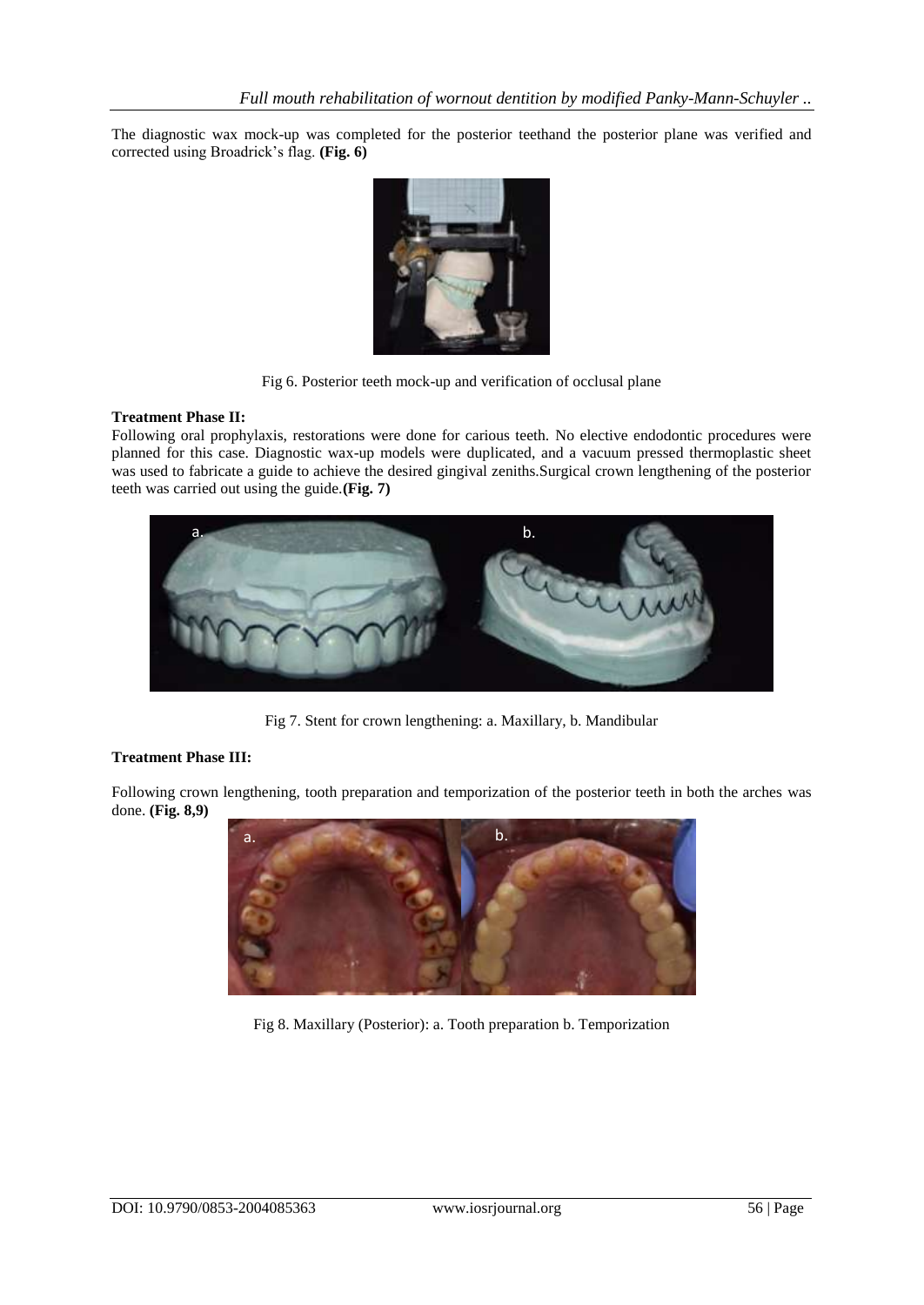The diagnostic wax mock-up was completed for the posterior teethand the posterior plane was verified and corrected using Broadrick's flag. **(Fig. 6)**

Fig 6. Posterior teeth mock-up and verification of occlusal plane

**Treatment Phase II:**

Following oral prophylaxis, restorations were done for carious teeth. No elective endodontic procedures were planned for this case. Diagnostic wax-up models were duplicated, and a vacuum pressed thermoplastic sheet was used to fabricate a guide to achieve the desired gingival zeniths.Surgical crown lengthening of the posterior teeth was carried out using the guide.**(Fig. 7)**

Fig 7. Stent for crown lengthening: a. Maxillary, b. Mandibular

**Treatment Phase III:**

Following crown lengthening, tooth preparation and temporization of the posterior teeth in both the arches was done. **(Fig. 8,9)**

Fig 8. Maxillary (Posterior): a. Tooth preparation b. Temporization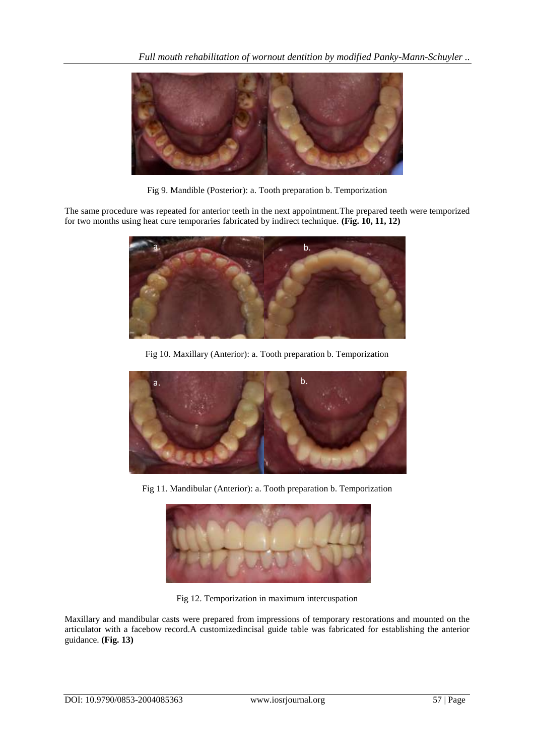Fig 9. Mandible (Posterior): a. Tooth preparation b. Temporization

The same procedure was repeated for anterior teeth in the next appointment.The prepared teeth were temporized for two months using heat cure temporaries fabricated by indirect technique. **(Fig. 10, 11, 12)**

Fig 10. Maxillary (Anterior): a. Tooth preparation b. Temporization

Fig 11. Mandibular (Anterior): a. Tooth preparation b. Temporization

Fig 12. Temporization in maximum intercuspation

Maxillary and mandibular casts were prepared from impressions of temporary restorations and mounted on the articulator with a facebow record.A customizedincisal guide table was fabricated for establishing the anterior guidance. **(Fig. 13)**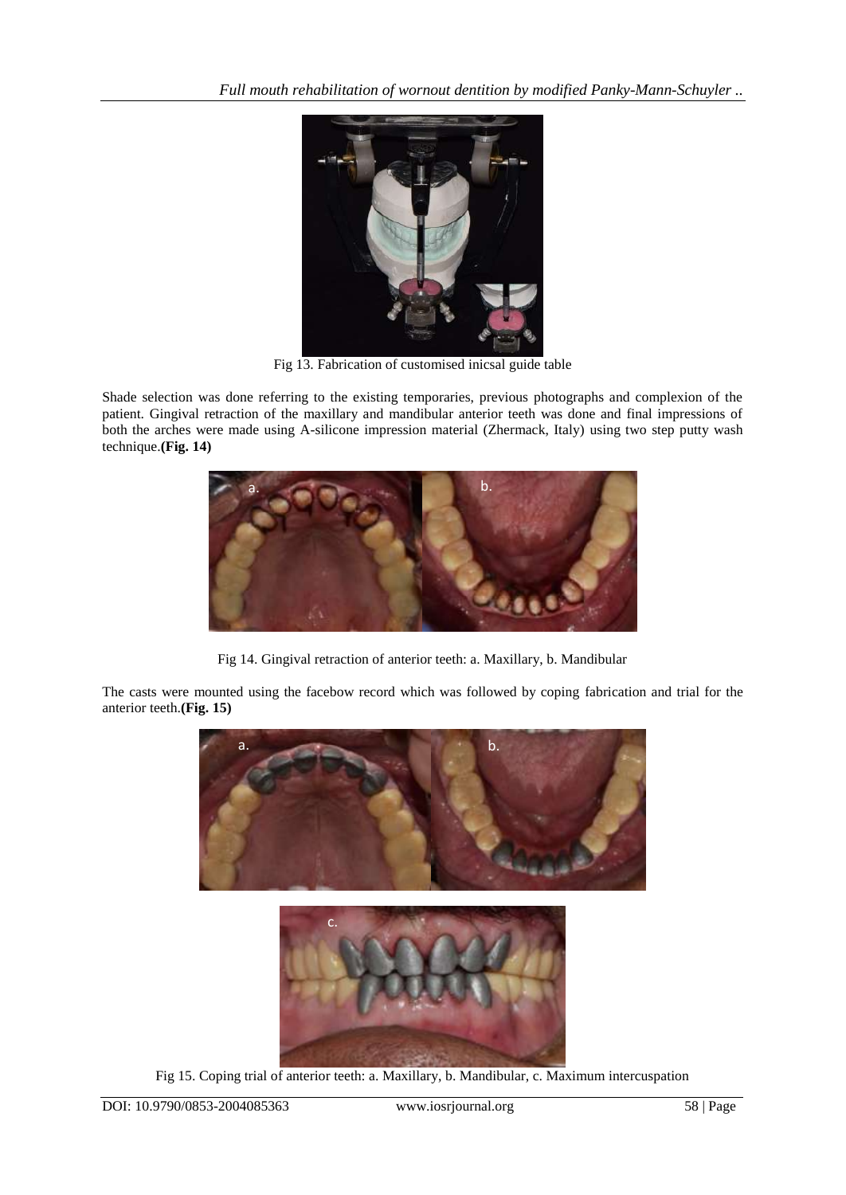Fig 13. Fabrication of customised inicsal guide table

Shade selection was done referring to the existing temporaries, previous photographs and complexion of the patient. Gingival retraction of the maxillary and mandibular anterior teeth was done and final impressions of both the arches were made using A-silicone impression material (Zhermack, Italy) using two step putty wash technique.**(Fig. 14)**

Fig 14. Gingival retraction of anterior teeth: a. Maxillary, b. Mandibular

The casts were mounted using the facebow record which was followed by coping fabrication and trial for the anterior teeth.**(Fig. 15)**

Fig 15. Coping trial of anterior teeth: a. Maxillary, b. Mandibular, c. Maximum intercuspation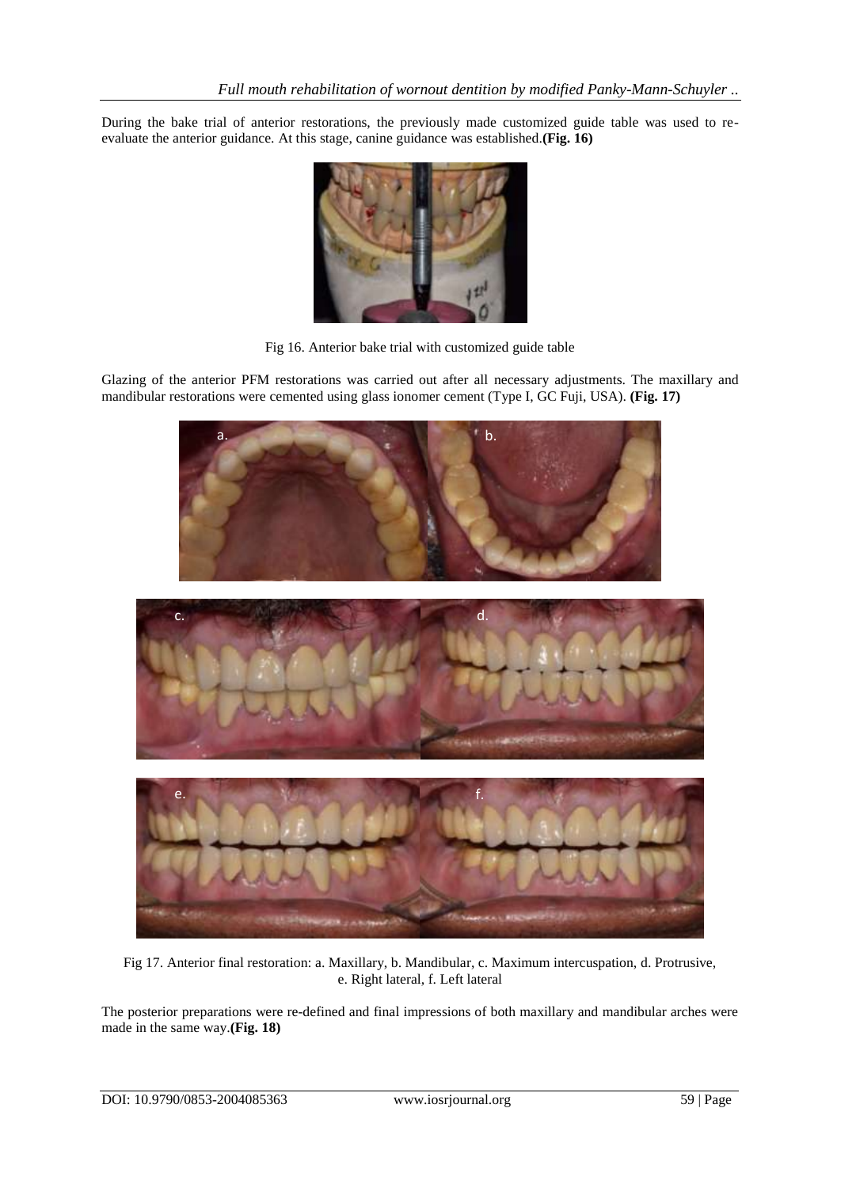During the bake trial of anterior restorations, the previously made customized guide table was used to re-evaluate the anterior guidance. At this stage, canine guidance was established.**(Fig. 16)**

Fig 16. Anterior bake trial with customized guide table

Glazing of the anterior PFM restorations was carried out after all necessary adjustments. The maxillary and mandibular restorations were cemented using glass ionomer cement (Type I, GC Fuji, USA). **(Fig. 17)**

Fig 17. Anterior final restoration: a. Maxillary, b. Mandibular, c. Maximum intercuspation, d. Protrusive, e. Right lateral, f. Left lateral

The posterior preparations were re-defined and final impressions of both maxillary and mandibular arches were made in the same way.**(Fig. 18)**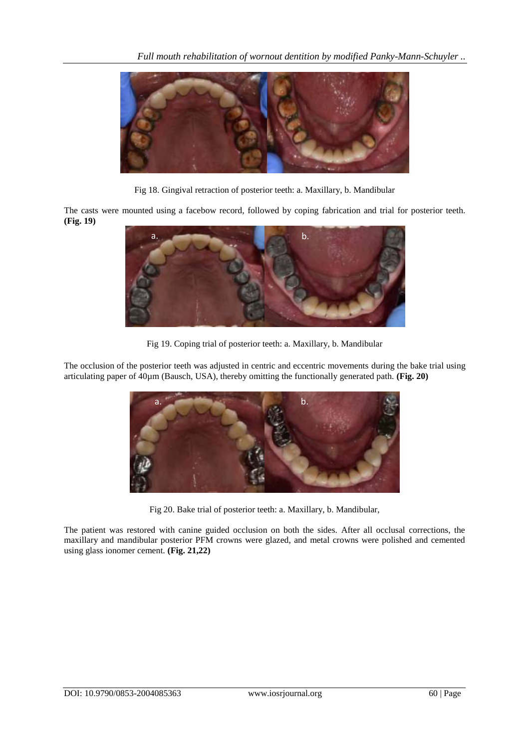Fig 18. Gingival retraction of posterior teeth: a. Maxillary, b. Mandibular

The casts were mounted using a facebow record, followed by coping fabrication and trial for posterior teeth. **(Fig. 19)**

Fig 19. Coping trial of posterior teeth: a. Maxillary, b. Mandibular

The occlusion of the posterior teeth was adjusted in centric and eccentric movements during the bake trial using articulating paper of 40µm (Bausch, USA), thereby omitting the functionally generated path. **(Fig. 20)**

Fig 20. Bake trial of posterior teeth: a. Maxillary, b. Mandibular,

The patient was restored with canine guided occlusion on both the sides. After all occlusal corrections, the maxillary and mandibular posterior PFM crowns were glazed, and metal crowns were polished and cemented using glass ionomer cement. **(Fig. 21,22)**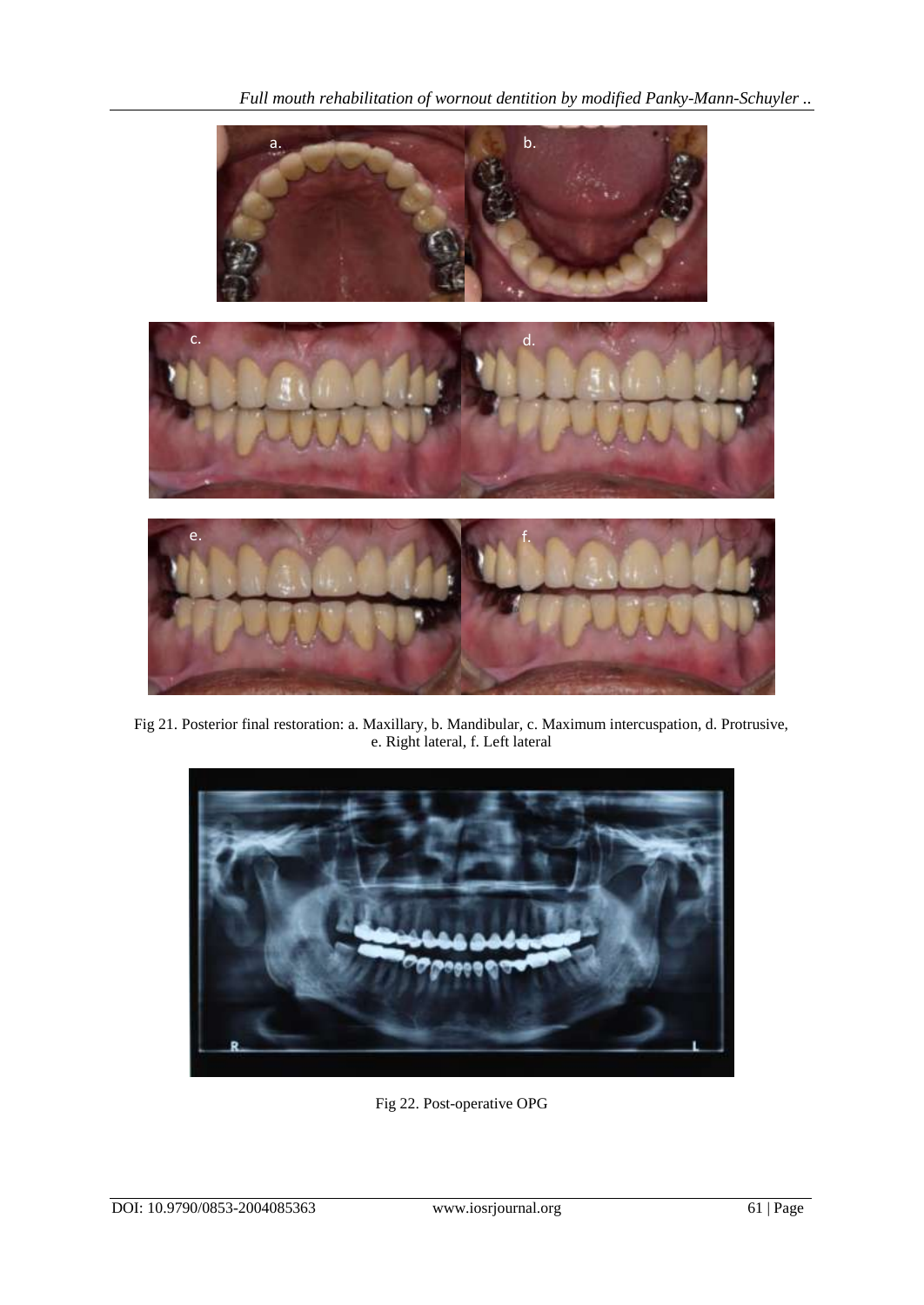Fig 21. Posterior final restoration: a. Maxillary, b. Mandibular, c. Maximum intercuspation, d. Protrusive, e. Right lateral, f. Left lateral

Fig 22. Post-operative OPG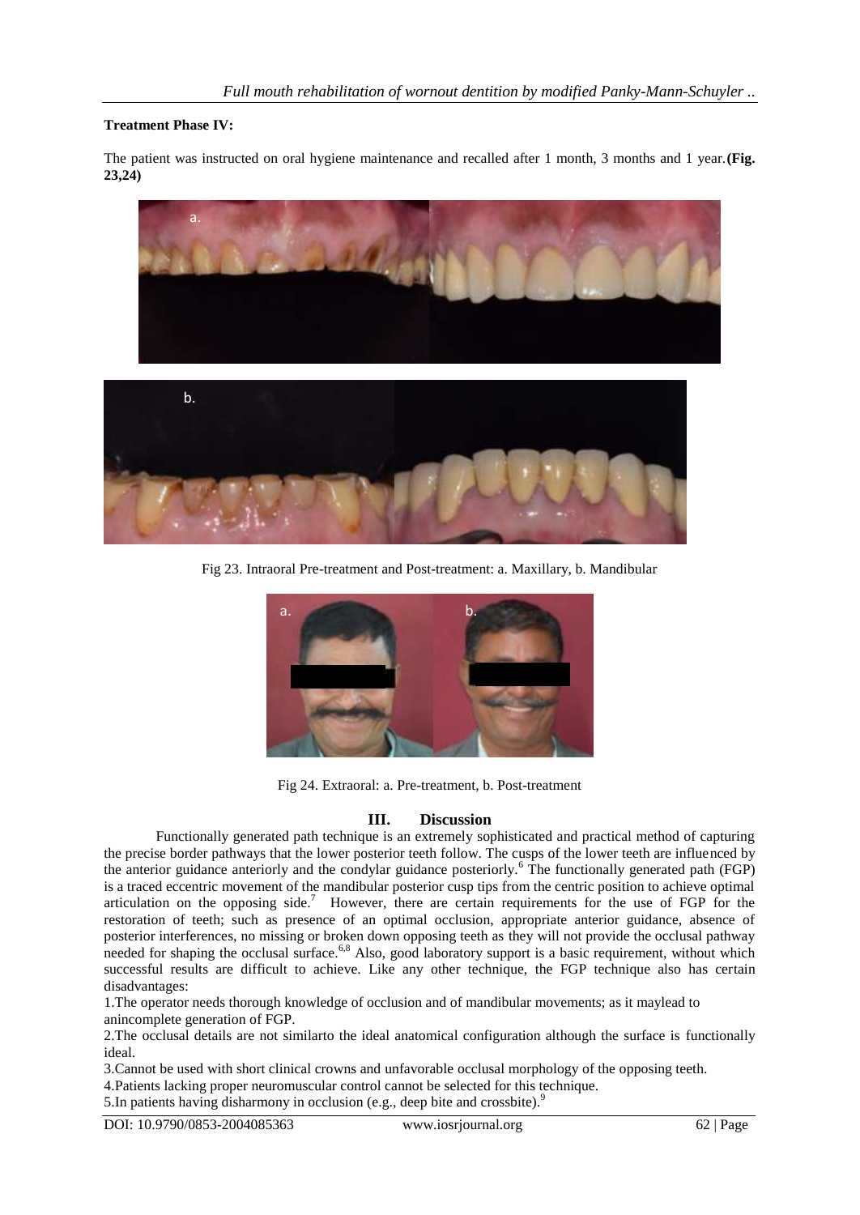**Treatment Phase IV:**

The patient was instructed on oral hygiene maintenance and recalled after 1 month, 3 months and 1 year.**(Fig. 23,24)**

Fig 23. Intraoral Pre-treatment and Post-treatment: a. Maxillary, b. Mandibular

Fig 24. Extraoral: a. Pre-treatment, b. Post-treatment

## III. Discussion

Functionally generated path technique is an extremely sophisticated and practical method of capturing the precise border pathways that the lower posterior teeth follow. The cusps of the lower teeth are influenced by the anterior guidance anteriorly and the condylar guidance posteriorly.[6] The functionally generated path (FGP) is a traced eccentric movement of the mandibular posterior cusp tips from the centric position to achieve optimal articulation on the opposing side.[7] However, there are certain requirements for the use of FGP for the restoration of teeth; such as presence of an optimal occlusion, appropriate anterior guidance, absence of posterior interferences, no missing or broken down opposing teeth as they will not provide the occlusal pathway needed for shaping the occlusal surface.[6,8] Also, good laboratory support is a basic requirement, without which successful results are difficult to achieve. Like any other technique, the FGP technique also has certain disadvantages:

1.The operator needs thorough knowledge of occlusion and of mandibular movements; as it maylead to anincomplete generation of FGP.

2.The occlusal details are not similarto the ideal anatomical configuration although the surface is functionally ideal.

3.Cannot be used with short clinical crowns and unfavorable occlusal morphology of the opposing teeth.

4.Patients lacking proper neuromuscular control cannot be selected for this technique.

5.In patients having disharmony in occlusion (e.g., deep bite and crossbite).[9]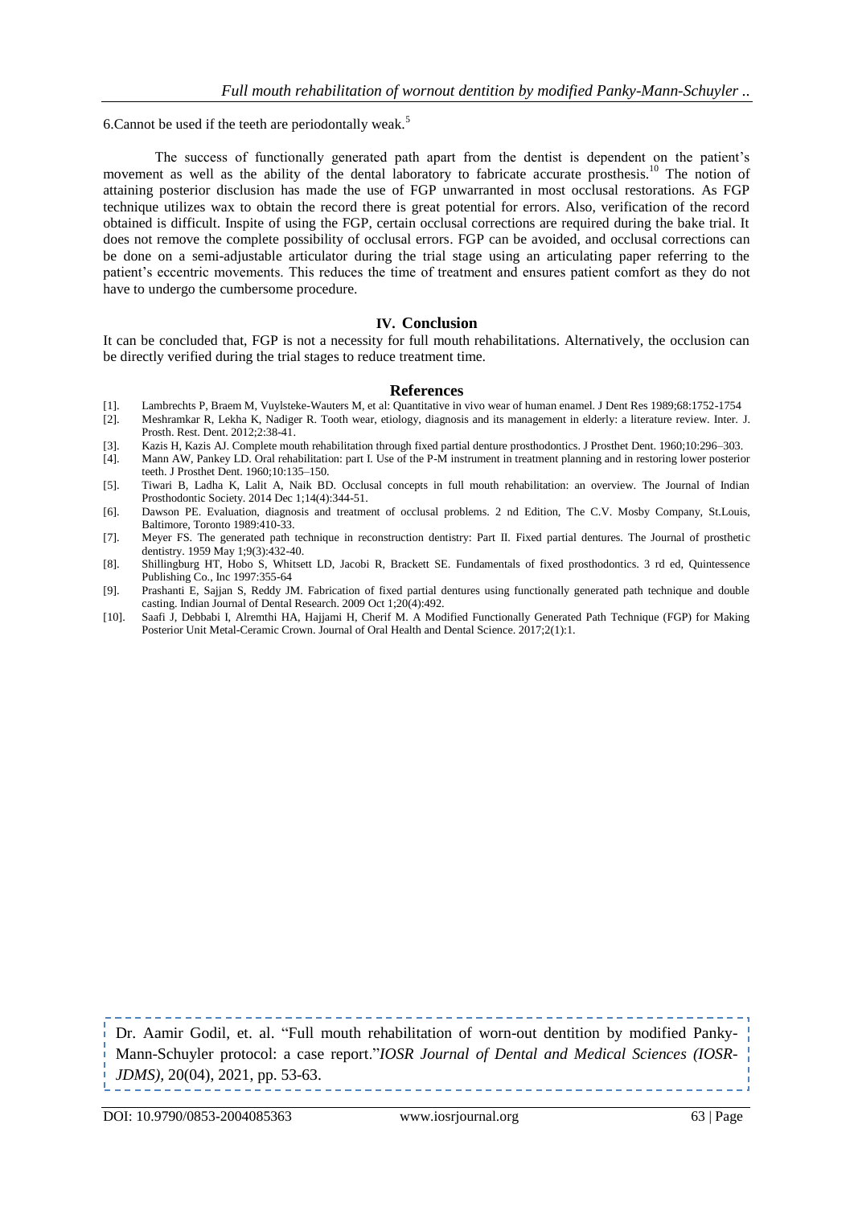6.Cannot be used if the teeth are periodontally weak.[5]

The success of functionally generated path apart from the dentist is dependent on the patient's movement as well as the ability of the dental laboratory to fabricate accurate prosthesis.[10] The notion of attaining posterior disclusion has made the use of FGP unwarranted in most occlusal restorations. As FGP technique utilizes wax to obtain the record there is great potential for errors. Also, verification of the record obtained is difficult. Inspite of using the FGP, certain occlusal corrections are required during the bake trial. It does not remove the complete possibility of occlusal errors. FGP can be avoided, and occlusal corrections can be done on a semi-adjustable articulator during the trial stage using an articulating paper referring to the patient's eccentric movements. This reduces the time of treatment and ensures patient comfort as they do not have to undergo the cumbersome procedure.

## IV. Conclusion

It can be concluded that, FGP is not a necessity for full mouth rehabilitations. Alternatively, the occlusion can be directly verified during the trial stages to reduce treatment time.

## References

[1]. Lambrechts P, Braem M, Vuylsteke-Wauters M, et al: Quantitative in vivo wear of human enamel. J Dent Res 1989;68:1752-1754

[2]. Meshramkar R, Lekha K, Nadiger R. Tooth wear, etiology, diagnosis and its management in elderly: a literature review. Inter. J. Prosth. Rest. Dent. 2012;2:38-41.

[3]. Kazis H, Kazis AJ. Complete mouth rehabilitation through fixed partial denture prosthodontics. J Prosthet Dent. 1960;10:296–303.

[4]. Mann AW, Pankey LD. Oral rehabilitation: part I. Use of the P-M instrument in treatment planning and in restoring lower posterior teeth. J Prosthet Dent. 1960;10:135–150.

[5]. Tiwari B, Ladha K, Lalit A, Naik BD. Occlusal concepts in full mouth rehabilitation: an overview. The Journal of Indian Prosthodontic Society. 2014 Dec 1;14(4):344-51.

[6]. Dawson PE. Evaluation, diagnosis and treatment of occlusal problems. 2 nd Edition, The C.V. Mosby Company, St.Louis, Baltimore, Toronto 1989:410-33.

[7]. Meyer FS. The generated path technique in reconstruction dentistry: Part II. Fixed partial dentures. The Journal of prosthetic dentistry. 1959 May 1;9(3):432-40.

[8]. Shillingburg HT, Hobo S, Whitsett LD, Jacobi R, Brackett SE. Fundamentals of fixed prosthodontics. 3 rd ed, Quintessence Publishing Co., Inc 1997:355-64

[9]. Prashanti E, Sajjan S, Reddy JM. Fabrication of fixed partial dentures using functionally generated path technique and double casting. Indian Journal of Dental Research. 2009 Oct 1;20(4):492.

[10]. Saafi J, Debbabi I, Alremthi HA, Hajjami H, Cherif M. A Modified Functionally Generated Path Technique (FGP) for Making Posterior Unit Metal-Ceramic Crown. Journal of Oral Health and Dental Science. 2017;2(1):1.

Dr. Aamir Godil, et. al. "Full mouth rehabilitation of worn-out dentition by modified Panky-Mann-Schuyler protocol: a case report."*IOSR Journal of Dental and Medical Sciences (IOSR-JDMS)*, 20(04), 2021, pp. 53-63.